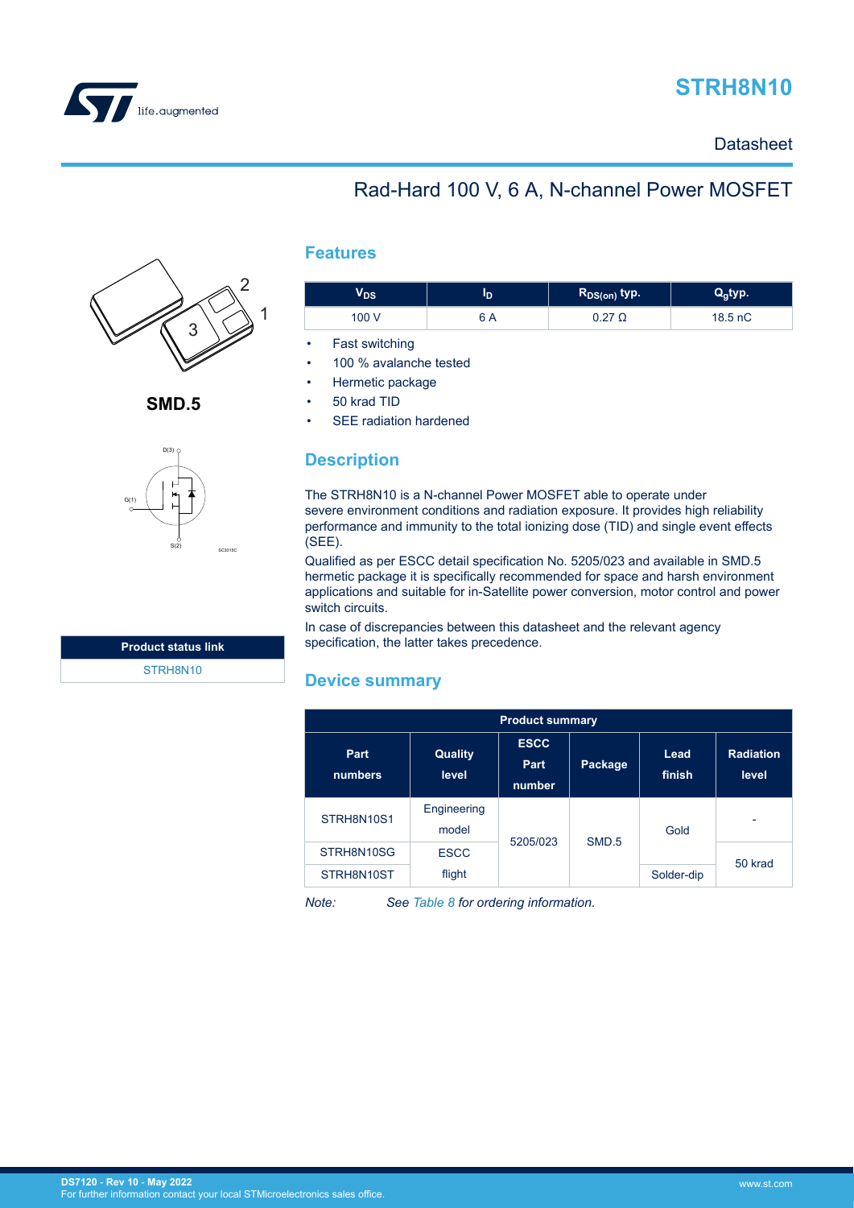# STRH8N10

Datasheet

## Rad-Hard 100 V, 6 A, N-channel Power MOSFET

SMD.5

**Product status link**

STRH8N10

## Features

| $V_{DS}$ | $I_D$ | $R_{DS(on)}$ typ. | $Q_g$typ. |
|---|---|---|---|
| 100 V | 6 A | 0.27 Ω | 18.5 nC |

- Fast switching
- 100 % avalanche tested
- Hermetic package
- 50 krad TID
- SEE radiation hardened

## Description

The STRH8N10 is a N-channel Power MOSFET able to operate under severe environment conditions and radiation exposure. It provides high reliability performance and immunity to the total ionizing dose (TID) and single event effects (SEE).

Qualified as per ESCC detail specification No. 5205/023 and available in SMD.5 hermetic package it is specifically recommended for space and harsh environment applications and suitable for in-Satellite power conversion, motor control and power switch circuits.

In case of discrepancies between this datasheet and the relevant agency specification, the latter takes precedence.

## Device summary

| Product summary | | | | | |
|---|---|---|---|---|---|
| Part numbers | Quality level | ESCC Part number | Package | Lead finish | Radiation level |
| STRH8N10S1 | Engineering model | 5205/023 | SMD.5 | Gold | - |
| STRH8N10SG | ESCC flight | | | | 50 krad |
| STRH8N10ST | | | | Solder-dip | |

*Note: See Table 8 for ordering information.*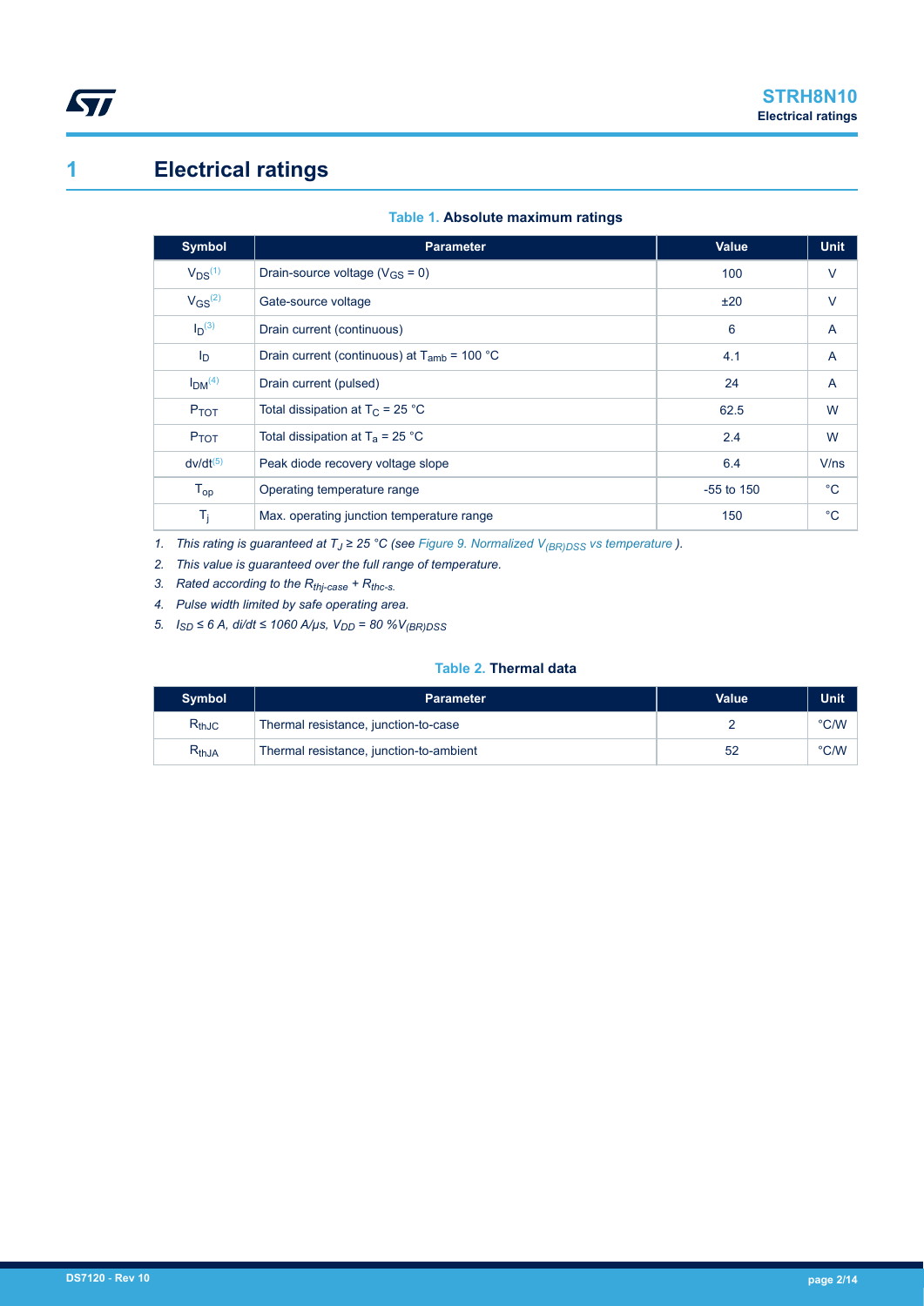# 1 Electrical ratings

**Table 1. Absolute maximum ratings**

| Symbol | Parameter | Value | Unit |
|---|---|---|---|
| $V_{DS}$ [(1)] | Drain-source voltage ($V_{GS}$ = 0) | 100 | V |
| $V_{GS}$ [(2)] | Gate-source voltage | ±20 | V |
| $I_D$ [(3)] | Drain current (continuous) | 6 | A |
| $I_D$ | Drain current (continuous) at $T_{amb}$ = 100 °C | 4.1 | A |
| $I_{DM}$ [(4)] | Drain current (pulsed) | 24 | A |
| $P_{TOT}$ | Total dissipation at $T_C$ = 25 °C | 62.5 | W |
| $P_{TOT}$ | Total dissipation at $T_a$ = 25 °C | 2.4 | W |
| dv/dt [(5)] | Peak diode recovery voltage slope | 6.4 | V/ns |
| $T_{op}$ | Operating temperature range | -55 to 150 | °C |
| $T_j$ | Max. operating junction temperature range | 150 | °C |

1. *This rating is guaranteed at $T_J$ ≥ 25 °C (see Figure 9. Normalized $V_{(BR)DSS}$ vs temperature ).*
2. *This value is guaranteed over the full range of temperature.*
3. *Rated according to the $R_{thj\text{-}case}$ + $R_{thc\text{-}s}$.*
4. *Pulse width limited by safe operating area.*
5. *$I_{SD}$ ≤ 6 A, di/dt ≤ 1060 A/µs, $V_{DD}$ = 80 %$V_{(BR)DSS}$*

**Table 2. Thermal data**

| Symbol | Parameter | Value | Unit |
|---|---|---|---|
| $R_{thJC}$ | Thermal resistance, junction-to-case | 2 | °C/W |
| $R_{thJA}$ | Thermal resistance, junction-to-ambient | 52 | °C/W |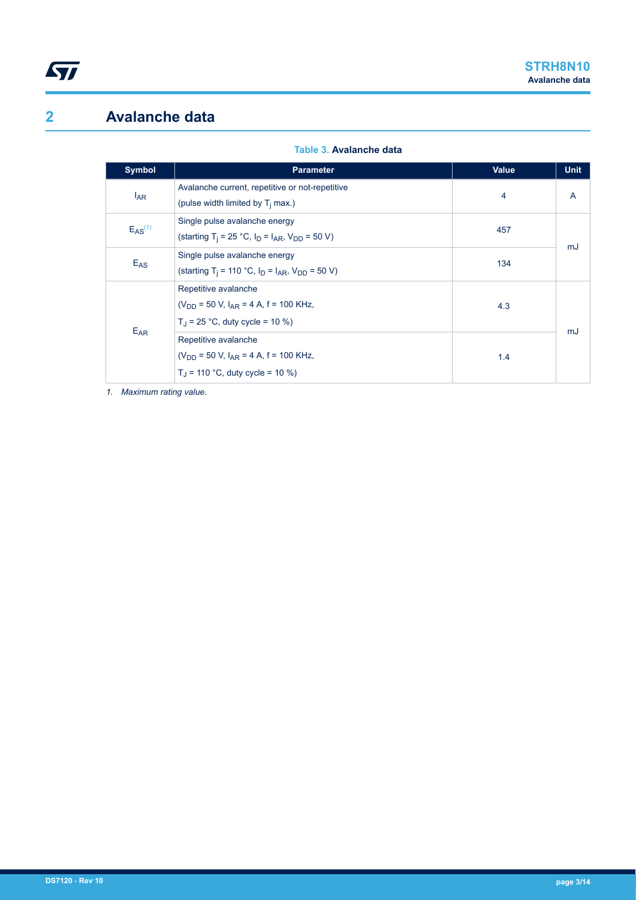# 2 Avalanche data

**Table 3. Avalanche data**

| Symbol | Parameter | Value | Unit |
|---|---|---|---|
| $I_{AR}$ | Avalanche current, repetitive or not-repetitive (pulse width limited by $T_j$ max.) | 4 | A |
| $E_{AS}$[1] | Single pulse avalanche energy (starting $T_j$ = 25 °C, $I_D$ = $I_{AR}$, $V_{DD}$ = 50 V) | 457 | mJ |
| $E_{AS}$ | Single pulse avalanche energy (starting $T_j$ = 110 °C, $I_D$ = $I_{AR}$, $V_{DD}$ = 50 V) | 134 | mJ |
| $E_{AR}$ | Repetitive avalanche ($V_{DD}$ = 50 V, $I_{AR}$ = 4 A, f = 100 KHz, $T_J$ = 25 °C, duty cycle = 10 %) | 4.3 | mJ |
| $E_{AR}$ | Repetitive avalanche ($V_{DD}$ = 50 V, $I_{AR}$ = 4 A, f = 100 KHz, $T_J$ = 110 °C, duty cycle = 10 %) | 1.4 | mJ |

*1. Maximum rating value.*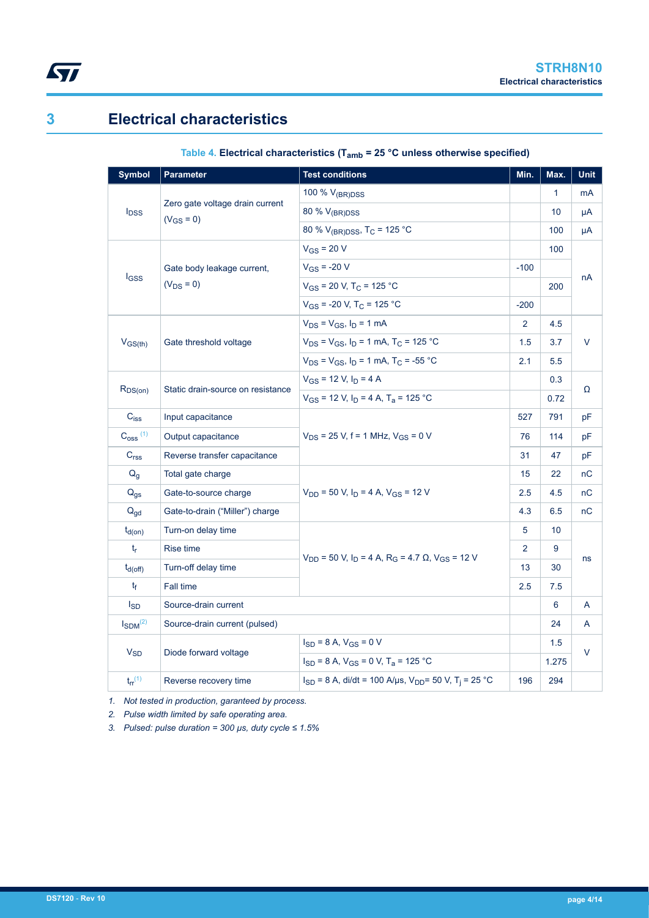# 3 Electrical characteristics

**Table 4. Electrical characteristics ($T_{amb}$ = 25 °C unless otherwise specified)**

| Symbol | Parameter | Test conditions | Min. | Max. | Unit |
|---|---|---|---|---|---|
| $I_{DSS}$ | Zero gate voltage drain current ($V_{GS}$ = 0) | 100 % $V_{(BR)DSS}$ | | 1 | mA |
| | | 80 % $V_{(BR)DSS}$ | | 10 | µA |
| | | 80 % $V_{(BR)DSS}$, $T_C$ = 125 °C | | 100 | µA |
| $I_{GSS}$ | Gate body leakage current, ($V_{DS}$ = 0) | $V_{GS}$ = 20 V | | 100 | nA |
| | | $V_{GS}$ = -20 V | -100 | | |
| | | $V_{GS}$ = 20 V, $T_C$ = 125 °C | | 200 | |
| | | $V_{GS}$ = -20 V, $T_C$ = 125 °C | -200 | | |
| $V_{GS(th)}$ | Gate threshold voltage | $V_{DS}$ = $V_{GS}$, $I_D$ = 1 mA | 2 | 4.5 | V |
| | | $V_{DS}$ = $V_{GS}$, $I_D$ = 1 mA, $T_C$ = 125 °C | 1.5 | 3.7 | |
| | | $V_{DS}$ = $V_{GS}$, $I_D$ = 1 mA, $T_C$ = -55 °C | 2.1 | 5.5 | |
| $R_{DS(on)}$ | Static drain-source on resistance | $V_{GS}$ = 12 V, $I_D$ = 4 A | | 0.3 | Ω |
| | | $V_{GS}$ = 12 V, $I_D$ = 4 A, $T_a$ = 125 °C | | 0.72 | |
| $C_{iss}$ | Input capacitance | $V_{DS}$ = 25 V, f = 1 MHz, $V_{GS}$ = 0 V | 527 | 791 | pF |
| $C_{oss}$ [(1)] | Output capacitance | | 76 | 114 | pF |
| $C_{rss}$ | Reverse transfer capacitance | | 31 | 47 | pF |
| $Q_g$ | Total gate charge | $V_{DD}$ = 50 V, $I_D$ = 4 A, $V_{GS}$ = 12 V | 15 | 22 | nC |
| $Q_{gs}$ | Gate-to-source charge | | 2.5 | 4.5 | nC |
| $Q_{gd}$ | Gate-to-drain ("Miller") charge | | 4.3 | 6.5 | nC |
| $t_{d(on)}$ | Turn-on delay time | $V_{DD}$ = 50 V, $I_D$ = 4 A, $R_G$ = 4.7 Ω, $V_{GS}$ = 12 V | 5 | 10 | ns |
| $t_r$ | Rise time | | 2 | 9 | |
| $t_{d(off)}$ | Turn-off delay time | | 13 | 30 | |
| $t_f$ | Fall time | | 2.5 | 7.5 | |
| $I_{SD}$ | Source-drain current | | | 6 | A |
| $I_{SDM}$ [(2)] | Source-drain current (pulsed) | | | 24 | A |
| $V_{SD}$ | Diode forward voltage | $I_{SD}$ = 8 A, $V_{GS}$ = 0 V | | 1.5 | V |
| | | $I_{SD}$ = 8 A, $V_{GS}$ = 0 V, $T_a$ = 125 °C | | 1.275 | |
| $t_{rr}$ [(1)] | Reverse recovery time | $I_{SD}$ = 8 A, di/dt = 100 A/µs, $V_{DD}$= 50 V, $T_j$ = 25 °C | 196 | 294 | |

1. *Not tested in production, garanteed by process.*
2. *Pulse width limited by safe operating area.*
3. *Pulsed: pulse duration = 300 µs, duty cycle ≤ 1.5%*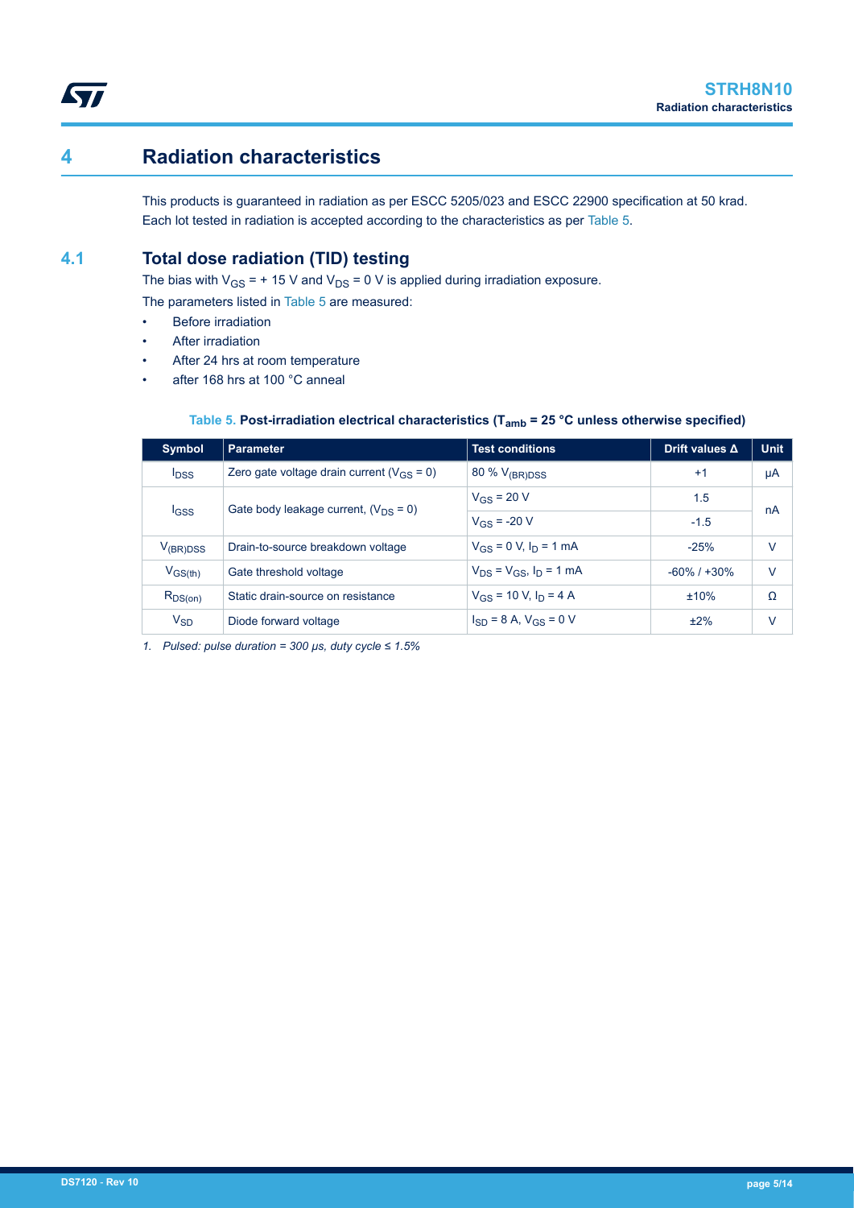# 4 Radiation characteristics

This products is guaranteed in radiation as per ESCC 5205/023 and ESCC 22900 specification at 50 krad. Each lot tested in radiation is accepted according to the characteristics as per Table 5.

## 4.1 Total dose radiation (TID) testing

The bias with $V_{GS}$ = + 15 V and $V_{DS}$ = 0 V is applied during irradiation exposure.

The parameters listed in Table 5 are measured:

- Before irradiation
- After irradiation
- After 24 hrs at room temperature
- after 168 hrs at 100 °C anneal

**Table 5. Post-irradiation electrical characteristics ($T_{amb}$ = 25 °C unless otherwise specified)**

| Symbol | Parameter | Test conditions | Drift values Δ | Unit |
|---|---|---|---|---|
| $I_{DSS}$ | Zero gate voltage drain current ($V_{GS}$ = 0) | 80 % $V_{(BR)DSS}$ | +1 | µA |
| $I_{GSS}$ | Gate body leakage current, ($V_{DS}$ = 0) | $V_{GS}$ = 20 V | 1.5 | nA |
| | | $V_{GS}$ = -20 V | -1.5 | |
| $V_{(BR)DSS}$ | Drain-to-source breakdown voltage | $V_{GS}$ = 0 V, $I_D$ = 1 mA | -25% | V |
| $V_{GS(th)}$ | Gate threshold voltage | $V_{DS}$ = $V_{GS}$, $I_D$ = 1 mA | -60% / +30% | V |
| $R_{DS(on)}$ | Static drain-source on resistance | $V_{GS}$ = 10 V, $I_D$ = 4 A | ±10% | Ω |
| $V_{SD}$ | Diode forward voltage | $I_{SD}$ = 8 A, $V_{GS}$ = 0 V | ±2% | V |

*1. Pulsed: pulse duration = 300 µs, duty cycle ≤ 1.5%*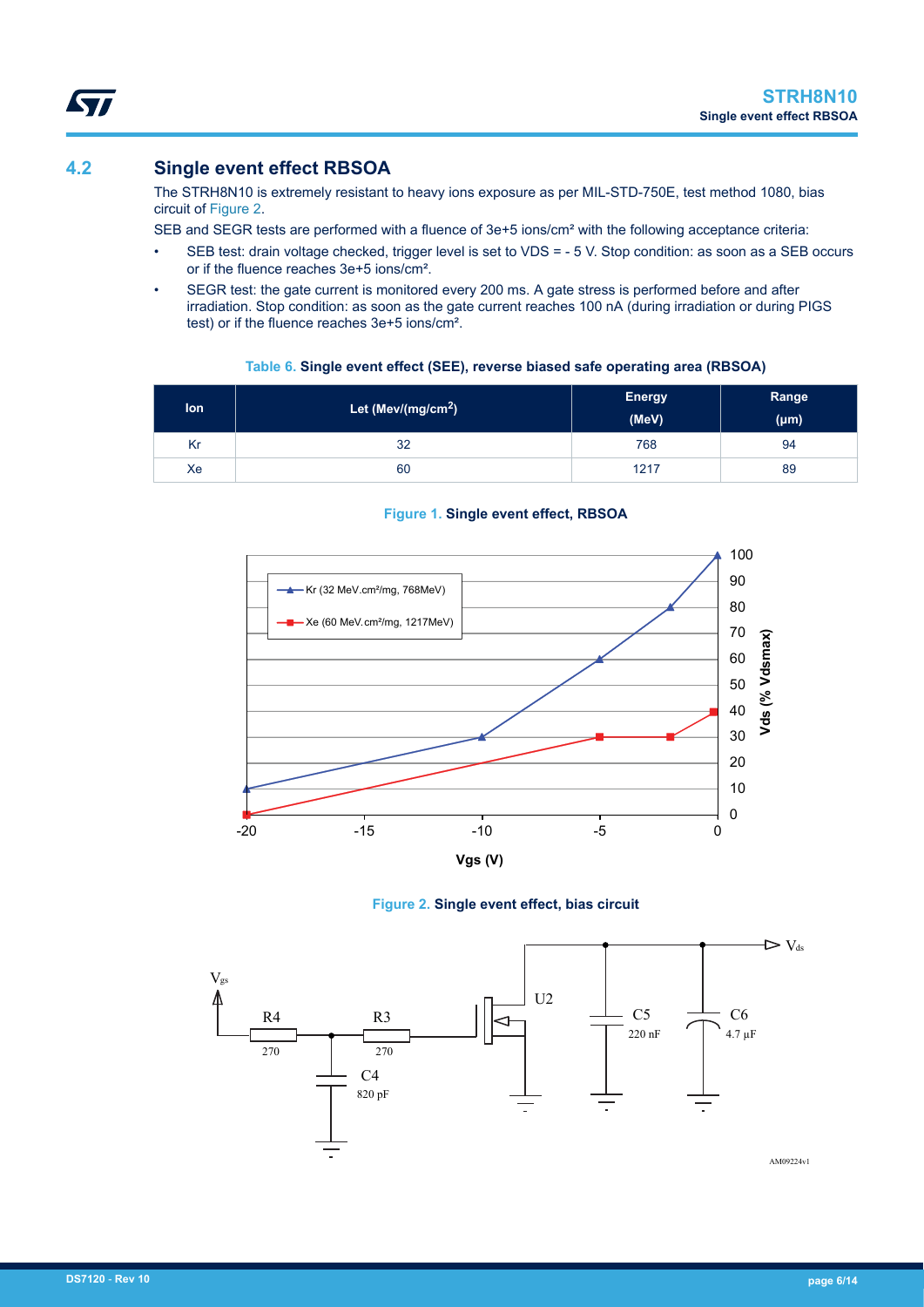## 4.2 Single event effect RBSOA

The STRH8N10 is extremely resistant to heavy ions exposure as per MIL-STD-750E, test method 1080, bias circuit of Figure 2.

SEB and SEGR tests are performed with a fluence of 3e+5 ions/cm² with the following acceptance criteria:

- SEB test: drain voltage checked, trigger level is set to VDS = - 5 V. Stop condition: as soon as a SEB occurs or if the fluence reaches 3e+5 ions/cm².
- SEGR test: the gate current is monitored every 200 ms. A gate stress is performed before and after irradiation. Stop condition: as soon as the gate current reaches 100 nA (during irradiation or during PIGS test) or if the fluence reaches 3e+5 ions/cm².

**Table 6. Single event effect (SEE), reverse biased safe operating area (RBSOA)**

| Ion | Let (Mev/(mg/cm$^2$)) | Energy (MeV) | Range (µm) |
|---|---|---|---|
| Kr | 32 | 768 | 94 |
| Xe | 60 | 1217 | 89 |

**Figure 1. Single event effect, RBSOA**

| Vgs (V) | Kr (32 MeV.cm²/mg, 768MeV) Vds (% Vdsmax) | Xe (60 MeV.cm²/mg, 1217MeV) Vds (% Vdsmax) |
|---|---|---|
| -20 | 10 | 0 |
| -10 | 30 | |
| -5 | 60 | 30 |
| -2 | 80 | 30 |
| 0 | 100 | 40 |

**Figure 2. Single event effect, bias circuit**

AM09224v1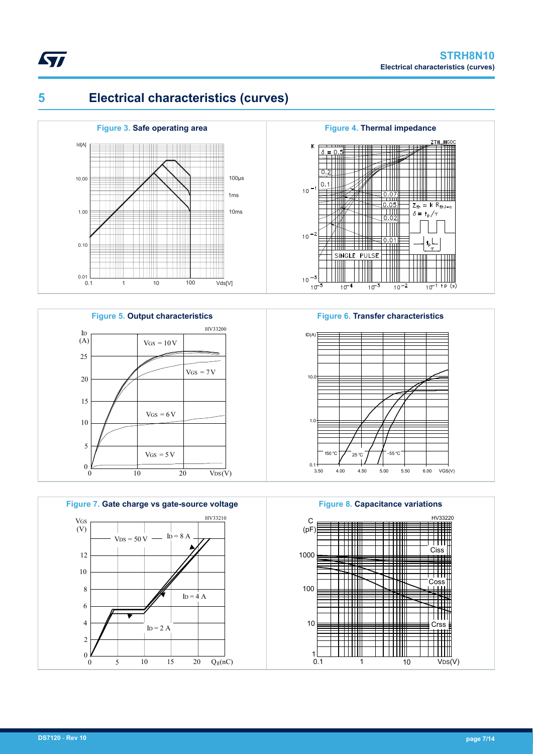# 5 Electrical characteristics (curves)

**Figure 3.** Safe operating area

**Figure 4.** Thermal impedance

**Figure 5.** Output characteristics

**Figure 6.** Transfer characteristics

**Figure 7.** Gate charge vs gate-source voltage

**Figure 8.** Capacitance variations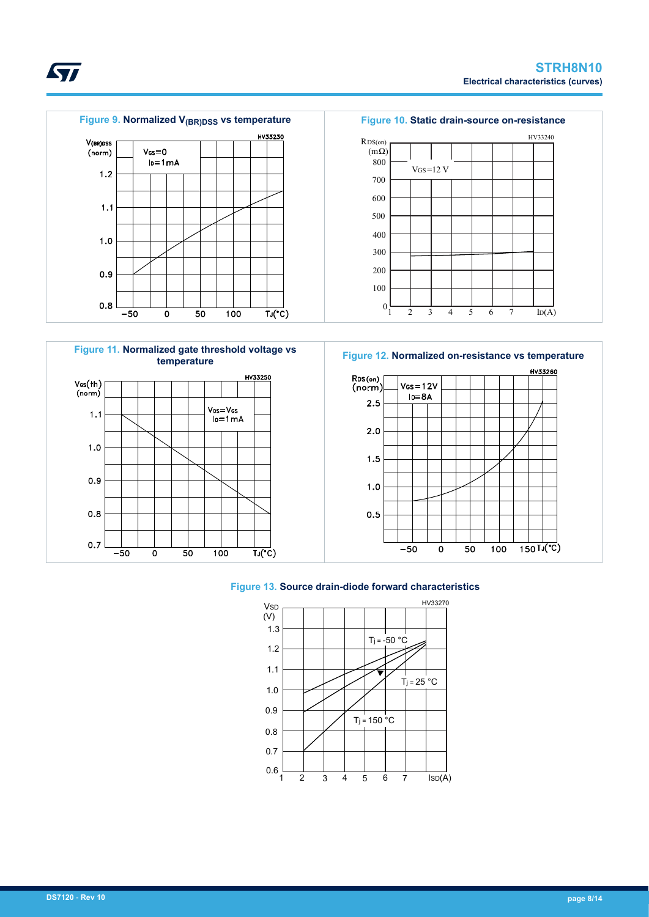**Figure 9. Normalized $V_{(BR)DSS}$ vs temperature**

**Figure 10. Static drain-source on-resistance**

**Figure 11. Normalized gate threshold voltage vs temperature**

**Figure 12. Normalized on-resistance vs temperature**

**Figure 13. Source drain-diode forward characteristics**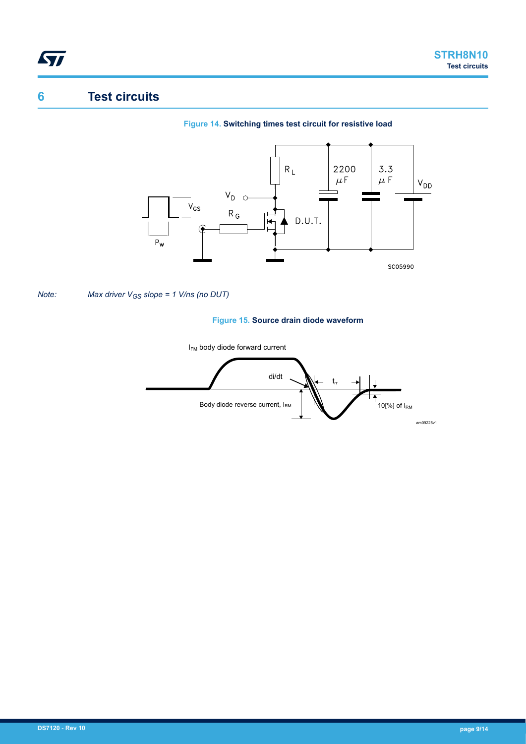# 6 Test circuits

**Figure 14. Switching times test circuit for resistive load**

*Note: Max driver $V_{GS}$ slope = 1 V/ns (no DUT)*

**Figure 15. Source drain diode waveform**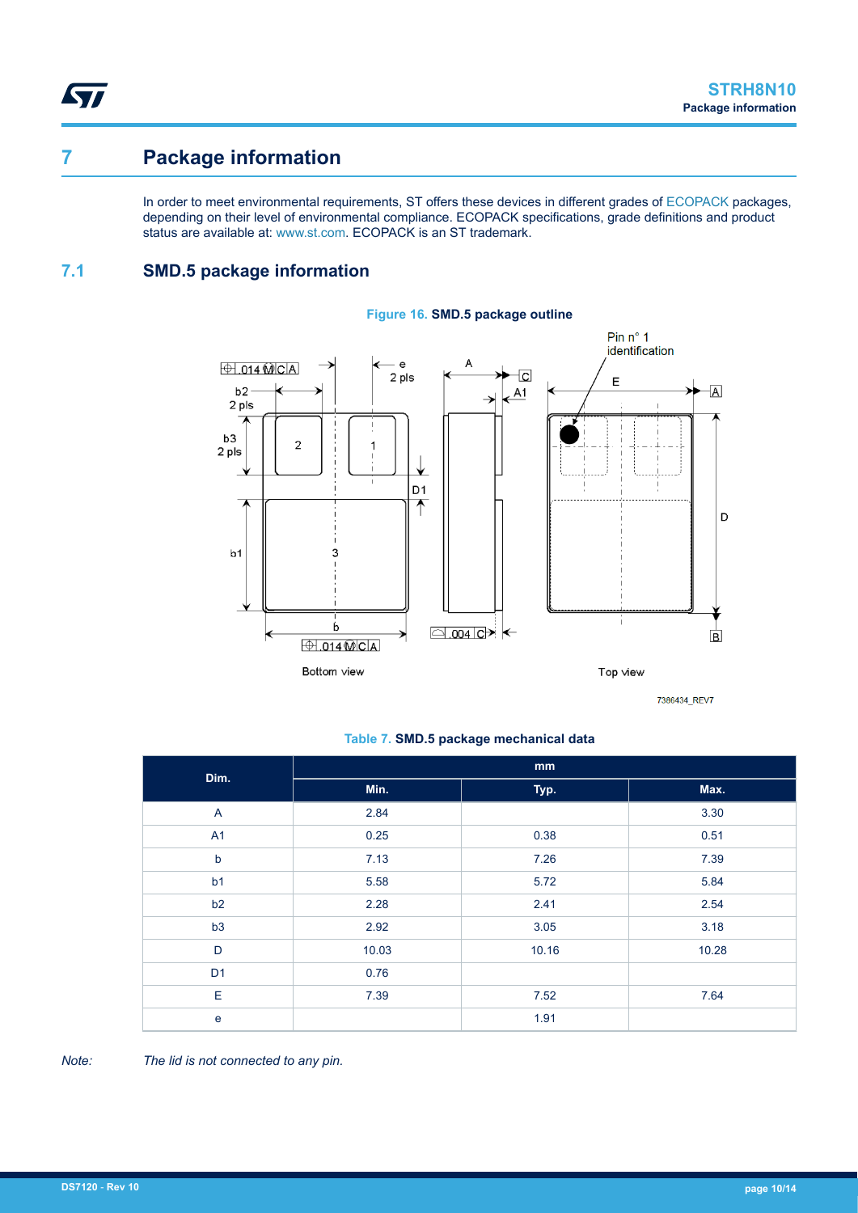# 7 Package information

In order to meet environmental requirements, ST offers these devices in different grades of ECOPACK packages, depending on their level of environmental compliance. ECOPACK specifications, grade definitions and product status are available at: www.st.com. ECOPACK is an ST trademark.

## 7.1 SMD.5 package information

**Figure 16. SMD.5 package outline**

**Table 7. SMD.5 package mechanical data**

| Dim. | mm | | |
|---|---|---|---|
| | Min. | Typ. | Max. |
| A | 2.84 | | 3.30 |
| A1 | 0.25 | 0.38 | 0.51 |
| b | 7.13 | 7.26 | 7.39 |
| b1 | 5.58 | 5.72 | 5.84 |
| b2 | 2.28 | 2.41 | 2.54 |
| b3 | 2.92 | 3.05 | 3.18 |
| D | 10.03 | 10.16 | 10.28 |
| D1 | 0.76 | | |
| E | 7.39 | 7.52 | 7.64 |
| e | | 1.91 | |

*Note: The lid is not connected to any pin.*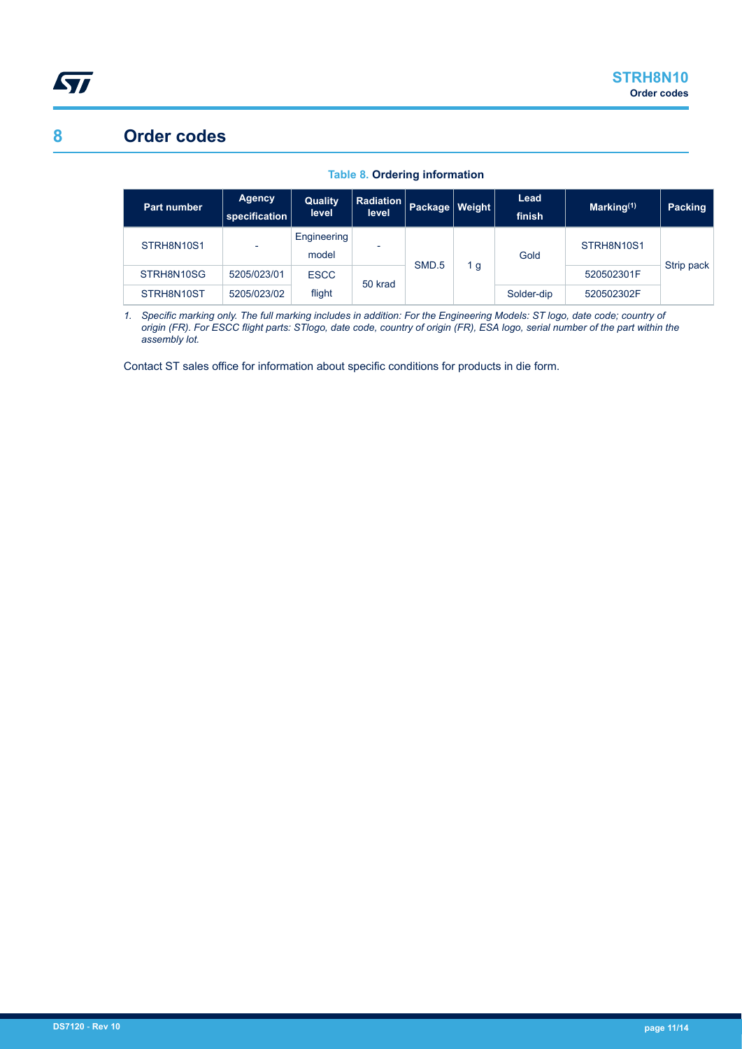# 8 Order codes

**Table 8. Ordering information**

| Part number | Agency specification | Quality level | Radiation level | Package | Weight | Lead finish | Marking[(1)] | Packing |
|---|---|---|---|---|---|---|---|---|
| STRH8N10S1 | - | Engineering model | - | SMD.5 | 1 g | Gold | STRH8N10S1 | Strip pack |
| STRH8N10SG | 5205/023/01 | ESCC flight | 50 krad | SMD.5 | 1 g | Gold | 520502301F | Strip pack |
| STRH8N10ST | 5205/023/02 | ESCC flight | 50 krad | SMD.5 | 1 g | Solder-dip | 520502302F | Strip pack |

1. *Specific marking only. The full marking includes in addition: For the Engineering Models: ST logo, date code; country of origin (FR). For ESCC flight parts: STlogo, date code, country of origin (FR), ESA logo, serial number of the part within the assembly lot.*

Contact ST sales office for information about specific conditions for products in die form.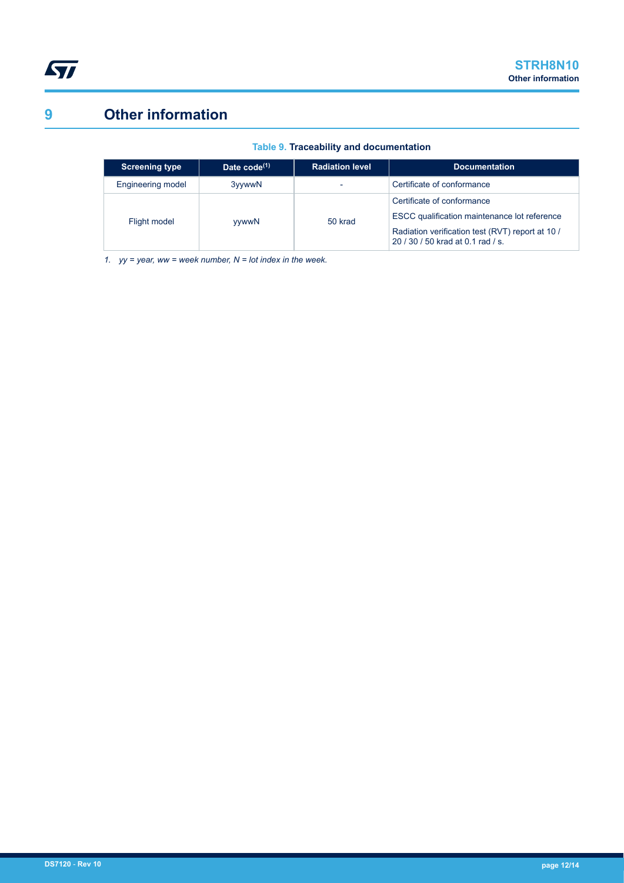# 9 Other information

**Table 9. Traceability and documentation**

| Screening type | Date code[1] | Radiation level | Documentation |
|---|---|---|---|
| Engineering model | 3yywwN | - | Certificate of conformance |
| Flight model | yywwN | 50 krad | Certificate of conformance<br>ESCC qualification maintenance lot reference<br>Radiation verification test (RVT) report at 10 / 20 / 30 / 50 krad at 0.1 rad / s. |

*1. yy = year, ww = week number, N = lot index in the week.*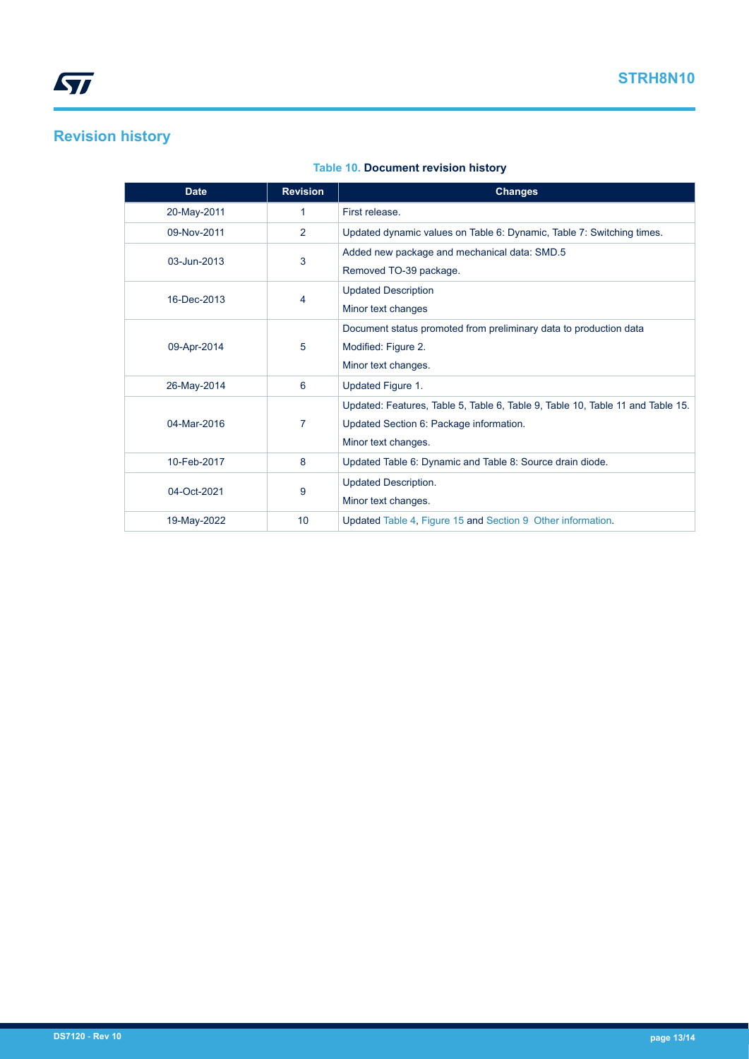# Revision history

**Table 10. Document revision history**

| Date | Revision | Changes |
| --- | --- | --- |
| 20-May-2011 | 1 | First release. |
| 09-Nov-2011 | 2 | Updated dynamic values on Table 6: Dynamic, Table 7: Switching times. |
| 03-Jun-2013 | 3 | Added new package and mechanical data: SMD.5<br>Removed TO-39 package. |
| 16-Dec-2013 | 4 | Updated Description<br>Minor text changes |
| 09-Apr-2014 | 5 | Document status promoted from preliminary data to production data<br>Modified: Figure 2.<br>Minor text changes. |
| 26-May-2014 | 6 | Updated Figure 1. |
| 04-Mar-2016 | 7 | Updated: Features, Table 5, Table 6, Table 9, Table 10, Table 11 and Table 15.<br>Updated Section 6: Package information.<br>Minor text changes. |
| 10-Feb-2017 | 8 | Updated Table 6: Dynamic and Table 8: Source drain diode. |
| 04-Oct-2021 | 9 | Updated Description.<br>Minor text changes. |
| 19-May-2022 | 10 | Updated Table 4, Figure 15 and Section 9 Other information. |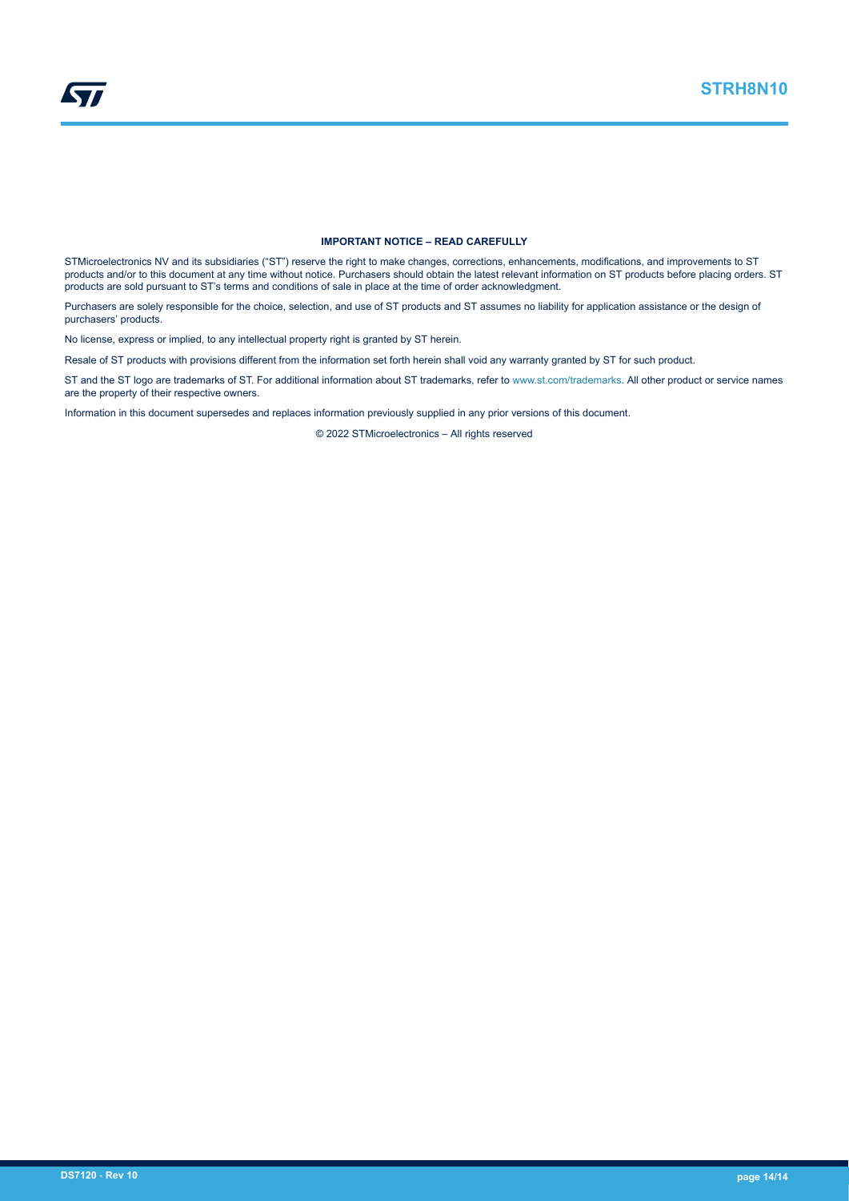**IMPORTANT NOTICE – READ CAREFULLY**

STMicroelectronics NV and its subsidiaries ("ST") reserve the right to make changes, corrections, enhancements, modifications, and improvements to ST products and/or to this document at any time without notice. Purchasers should obtain the latest relevant information on ST products before placing orders. ST products are sold pursuant to ST's terms and conditions of sale in place at the time of order acknowledgment.

Purchasers are solely responsible for the choice, selection, and use of ST products and ST assumes no liability for application assistance or the design of purchasers' products.

No license, express or implied, to any intellectual property right is granted by ST herein.

Resale of ST products with provisions different from the information set forth herein shall void any warranty granted by ST for such product.

ST and the ST logo are trademarks of ST. For additional information about ST trademarks, refer to www.st.com/trademarks. All other product or service names are the property of their respective owners.

Information in this document supersedes and replaces information previously supplied in any prior versions of this document.

© 2022 STMicroelectronics – All rights reserved